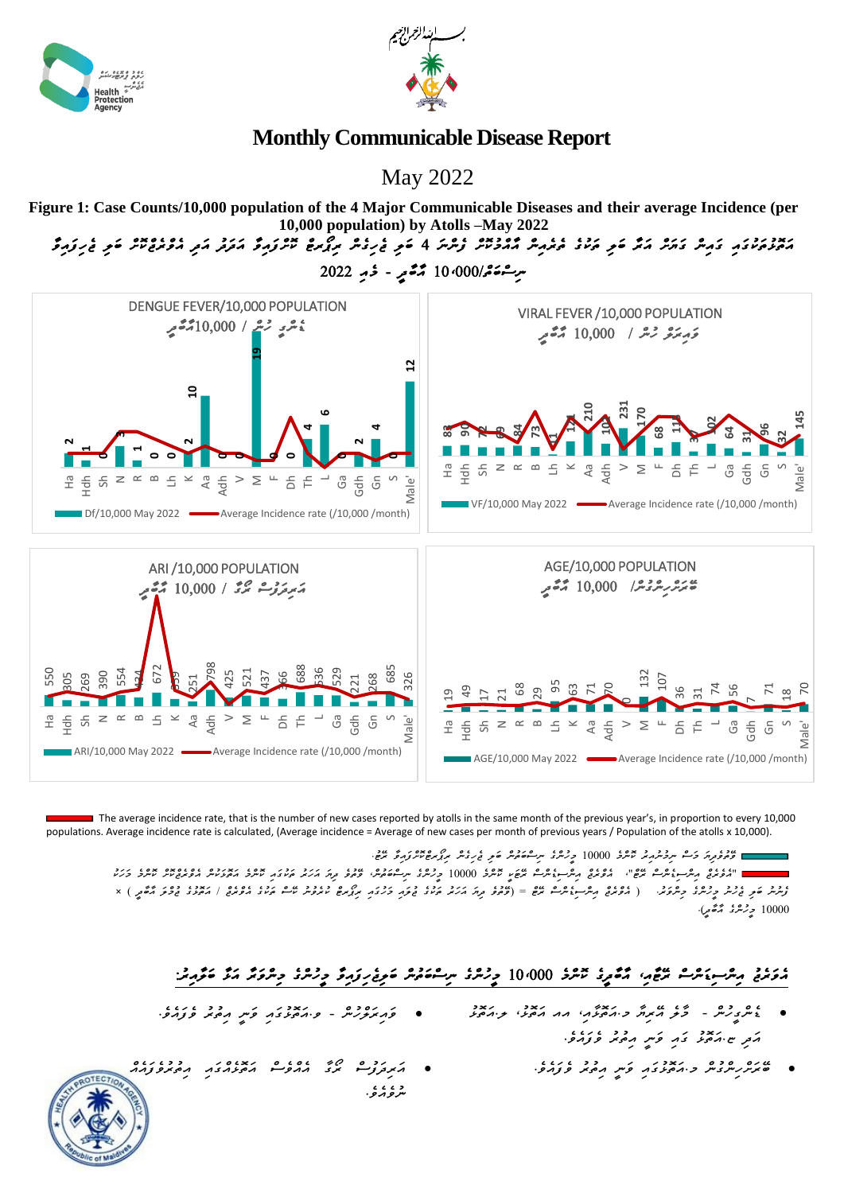# Monthly Communicable Disease Report

## May 2022

**Figure 1: Case Counts/10,000 population of the 4 Major Communicable Diseases and their average Incidence (per 10,000 population) by Atolls –May 2022**

**DENGUE FEVER/10,000 POPULATION**

| Atoll | Ha | Hdh | Sh | N | R | B | Lh | K | Aa | Adh | V | M | F | Dh | Th | L | Ga | Gdh | Gn | S | Male' |
|---|---|---|---|---|---|---|---|---|---|---|---|---|---|---|---|---|---|---|---|---|---|
| Df/10,000 May 2022 | 2 | 1 | 3 | | 1 | 0 | 0 | 2 | 10 | 0 | 0 | 19 | 0 | 0 | 4 | 6 | | 2 | 4 | 0 | 12 |

**VIRAL FEVER /10,000 POPULATION**

| Atoll | Ha | Hdh | Sh | N | R | B | Lh | K | Aa | Adh | V | M | F | Dh | Th | L | Ga | Gdh | Gn | S | Male' |
|---|---|---|---|---|---|---|---|---|---|---|---|---|---|---|---|---|---|---|---|---|---|
| VF/10,000 May 2022 | 83 | 90 | 72 | 69 | 84 | 73 | 41 | 121 | 210 | 102 | 231 | 170 | 68 | 113 | 37 | 102 | 64 | 31 | 96 | 32 | 145 |

**ARI /10,000 POPULATION**

| Atoll | Ha | Hdh | Sh | N | R | B | Lh | K | Aa | Adh | V | M | F | Dh | Th | L | Ga | Gdh | Gn | S | Male' |
|---|---|---|---|---|---|---|---|---|---|---|---|---|---|---|---|---|---|---|---|---|---|
| ARI/10,000 May 2022 | 550 | 305 | 269 | 390 | 554 | 424 | 672 | 359 | 251 | 798 | 425 | 521 | 437 | 366 | 688 | 536 | 529 | 221 | 268 | 685 | 326 |

**AGE/10,000 POPULATION**

| Atoll | Ha | Hdh | Sh | N | R | B | Lh | K | Aa | Adh | V | M | F | Dh | Th | L | Ga | Gdh | Gn | S | Male' |
|---|---|---|---|---|---|---|---|---|---|---|---|---|---|---|---|---|---|---|---|---|---|
| AGE/10,000 May 2022 | 19 | 49 | 17 | 21 | 68 | 29 | 95 | 63 | 71 | 70 | 0 | 132 | 107 | 36 | 31 | 74 | 56 | 7 | 71 | 18 | 70 |

Red line: Average Incidence rate (/10,000 /month)

The average incidence rate, that is the number of new cases reported by atolls in the same month of the previous year's, in proportion to every 10,000 populations. Average incidence rate is calculated, (Average incidence = Average of new cases per month of previous years / Population of the atolls x 10,000).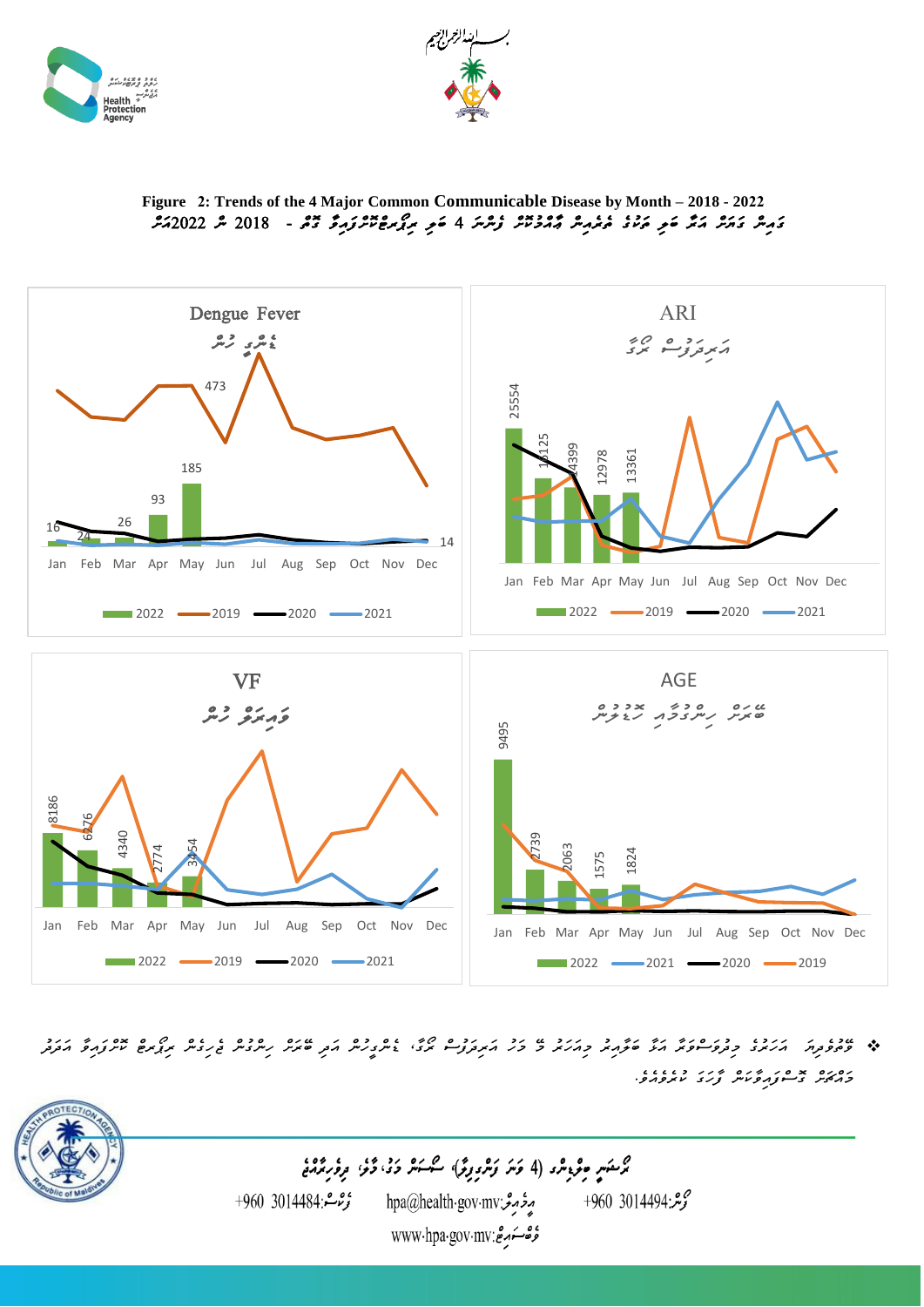بسم الله الرحمن الرحيم

**Figure 2: Trends of the 4 Major Common Communicable Disease by Month – 2018 - 2022**

ގޮތުން މަހަށް ބަލާ ބަލާއިރު ބައެއް ޖެނެރަލް 4 ބަލި ރިޕޯޓުކުރެވުނު 2018 އިން 2022އަށް

Dengue Fever

ޑެންގީ ހުން

473

185

93

26

16

24

14

Jan Feb Mar Apr May Jun Jul Aug Sep Oct Nov Dec

2022 2019 2020 2021

ARI

އެކިއުޓް ރެސްޕިރޭޓަރީ

25554

16125

14399

12978

13361

Jan Feb Mar Apr May Jun Jul Aug Sep Oct Nov Dec

2022 2019 2020 2021

VF

ވައިރަލް ހުން

8186

6276

4340

2774

3454

Jan Feb Mar Apr May Jun Jul Aug Sep Oct Nov Dec

2022 2019 2020 2021

AGE

ބަނޑުގެ ހިރަފުސް

9495

2739

2063

1575

1824

Jan Feb Mar Apr May Jun Jul Aug Sep Oct Nov Dec

2022 2021 2020 2019

❖ ޗާޓުތަކުން ފެންނަ ގޮތުގައި މިއަހަރު މި ބަލިތައް ރިޕޯޓުވާ ނިސްބަތް މިހާރު ވަނީ ދަށްވެފައި ނަމަވެސް ބަލިތައް ފެތުރުމުގެ ނުރައްކާ އޮތުމާ ގުޅިގެން ސަމާލުކަން ދޫކޮށްލުމަކީ ރަނގަޅެއް ނޫނެވެ.

ހެލްތް ޕްރޮޓެކްޝަން އެޖެންސީ (4 ވަނަ ފަންގިފިލާ)، ސާސަންގ، މާލެ، ދިވެހިރާއްޖެ

ފޯން: +960 3014494 އީމެއިލް: hpa@health.gov.mv ފެކްސް: +960 3014484

ވެބްސައިޓް: www.hpa.gov.mv